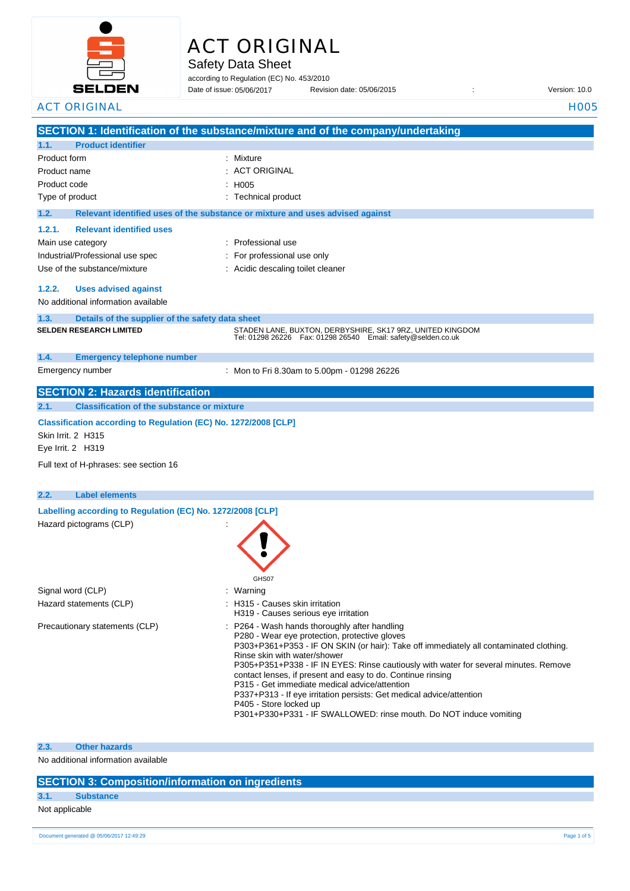# ACT ORIGINAL

## Safety Data Sheet

according to Regulation (EC) No. 453/2010

Date of issue: 05/06/2017 Revision date: 05/06/2015 : Version: 10.0

ACT ORIGINAL H005

## SECTION 1: Identification of the substance/mixture and of the company/undertaking

### 1.1. Product identifier

| | |
|---|---|
| Product form | : Mixture |
| Product name | : ACT ORIGINAL |
| Product code | : H005 |
| Type of product | : Technical product |

### 1.2. Relevant identified uses of the substance or mixture and uses advised against

#### 1.2.1. Relevant identified uses

| | |
|---|---|
| Main use category | : Professional use |
| Industrial/Professional use spec | : For professional use only |
| Use of the substance/mixture | : Acidic descaling toilet cleaner |

#### 1.2.2. Uses advised against

No additional information available

### 1.3. Details of the supplier of the safety data sheet

**SELDEN RESEARCH LIMITED**

STADEN LANE, BUXTON, DERBYSHIRE, SK17 9RZ, UNITED KINGDOM
Tel: 01298 26226 Fax: 01298 26540 Email: safety@selden.co.uk

### 1.4. Emergency telephone number

| | |
|---|---|
| Emergency number | : Mon to Fri 8.30am to 5.00pm - 01298 26226 |

## SECTION 2: Hazards identification

### 2.1. Classification of the substance or mixture

**Classification according to Regulation (EC) No. 1272/2008 [CLP]**

Skin Irrit. 2 H315

Eye Irrit. 2 H319

Full text of H-phrases: see section 16

### 2.2. Label elements

**Labelling according to Regulation (EC) No. 1272/2008 [CLP]**

Hazard pictograms (CLP) :

GHS07

Signal word (CLP) : Warning

Hazard statements (CLP) :
- H315 - Causes skin irritation
- H319 - Causes serious eye irritation

Precautionary statements (CLP) :
- P264 - Wash hands thoroughly after handling
- P280 - Wear eye protection, protective gloves
- P303+P361+P353 - IF ON SKIN (or hair): Take off immediately all contaminated clothing. Rinse skin with water/shower
- P305+P351+P338 - IF IN EYES: Rinse cautiously with water for several minutes. Remove contact lenses, if present and easy to do. Continue rinsing
- P315 - Get immediate medical advice/attention
- P337+P313 - If eye irritation persists: Get medical advice/attention
- P405 - Store locked up
- P301+P330+P331 - IF SWALLOWED: rinse mouth. Do NOT induce vomiting

### 2.3. Other hazards

No additional information available

## SECTION 3: Composition/information on ingredients

### 3.1. Substance

Not applicable

Document generated @ 05/06/2017 12:49:29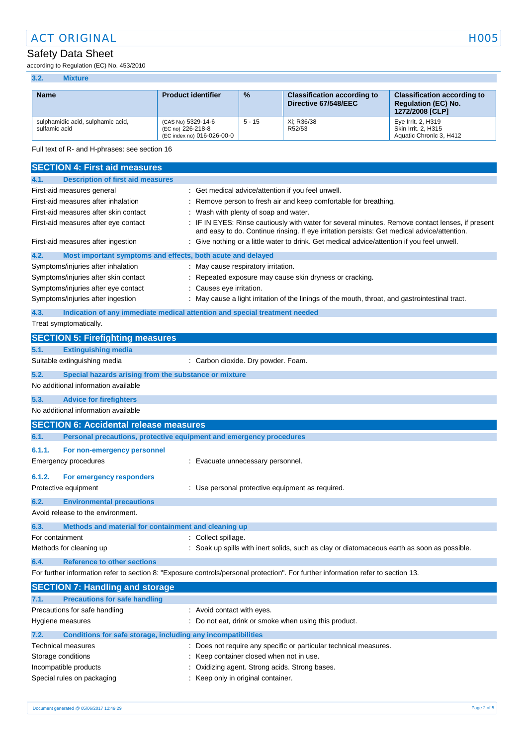### 3.2. Mixture

| Name | Product identifier | % | Classification according to Directive 67/548/EEC | Classification according to Regulation (EC) No. 1272/2008 [CLP] |
|---|---|---|---|---|
| sulphamidic acid, sulphamic acid, sulfamic acid | (CAS No) 5329-14-6<br>(EC no) 226-218-8<br>(EC index no) 016-026-00-0 | 5 - 15 | Xi; R36/38<br>R52/53 | Eye Irrit. 2, H319<br>Skin Irrit. 2, H315<br>Aquatic Chronic 3, H412 |

Full text of R- and H-phrases: see section 16

## SECTION 4: First aid measures

### 4.1. Description of first aid measures

First-aid measures general : Get medical advice/attention if you feel unwell.

First-aid measures after inhalation : Remove person to fresh air and keep comfortable for breathing.

First-aid measures after skin contact : Wash with plenty of soap and water.

First-aid measures after eye contact : IF IN EYES: Rinse cautiously with water for several minutes. Remove contact lenses, if present and easy to do. Continue rinsing. If eye irritation persists: Get medical advice/attention.

First-aid measures after ingestion : Give nothing or a little water to drink. Get medical advice/attention if you feel unwell.

### 4.2. Most important symptoms and effects, both acute and delayed

Symptoms/injuries after inhalation : May cause respiratory irritation.

Symptoms/injuries after skin contact : Repeated exposure may cause skin dryness or cracking.

Symptoms/injuries after eye contact : Causes eye irritation.

Symptoms/injuries after ingestion : May cause a light irritation of the linings of the mouth, throat, and gastrointestinal tract.

### 4.3. Indication of any immediate medical attention and special treatment needed

Treat symptomatically.

## SECTION 5: Firefighting measures

### 5.1. Extinguishing media

Suitable extinguishing media : Carbon dioxide. Dry powder. Foam.

### 5.2. Special hazards arising from the substance or mixture

No additional information available

### 5.3. Advice for firefighters

No additional information available

## SECTION 6: Accidental release measures

### 6.1. Personal precautions, protective equipment and emergency procedures

#### 6.1.1. For non-emergency personnel

Emergency procedures : Evacuate unnecessary personnel.

#### 6.1.2. For emergency responders

Protective equipment : Use personal protective equipment as required.

### 6.2. Environmental precautions

Avoid release to the environment.

### 6.3. Methods and material for containment and cleaning up

For containment : Collect spillage.

Methods for cleaning up : Soak up spills with inert solids, such as clay or diatomaceous earth as soon as possible.

### 6.4. Reference to other sections

For further information refer to section 8: "Exposure controls/personal protection". For further information refer to section 13.

## SECTION 7: Handling and storage

### 7.1. Precautions for safe handling

Precautions for safe handling : Avoid contact with eyes.

Hygiene measures : Do not eat, drink or smoke when using this product.

### 7.2. Conditions for safe storage, including any incompatibilities

Technical measures : Does not require any specific or particular technical measures.

Storage conditions : Keep container closed when not in use.

Incompatible products : Oxidizing agent. Strong acids. Strong bases.

Special rules on packaging : Keep only in original container.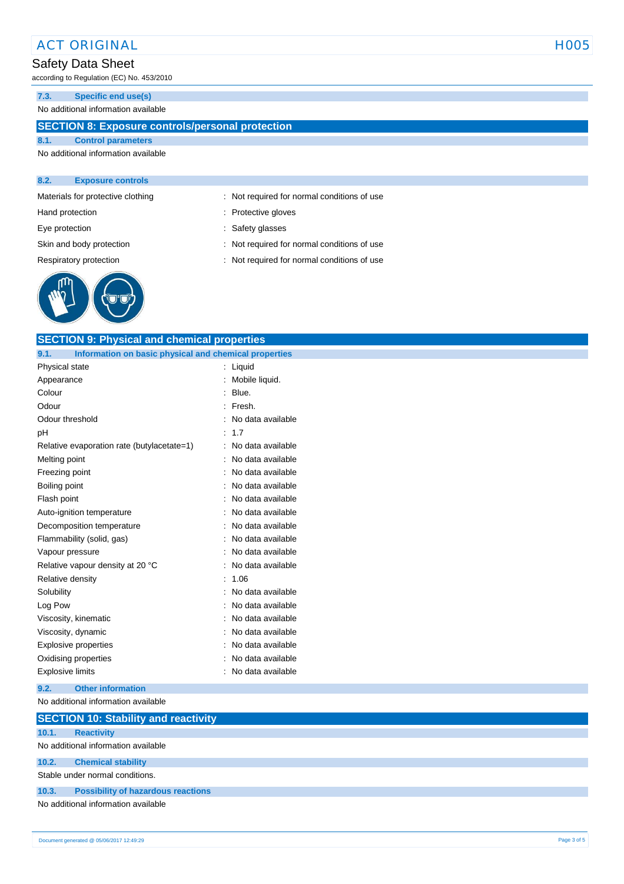### 7.3. Specific end use(s)

No additional information available

## SECTION 8: Exposure controls/personal protection

### 8.1. Control parameters

No additional information available

### 8.2. Exposure controls

| | |
|---|---|
| Materials for protective clothing | : Not required for normal conditions of use |
| Hand protection | : Protective gloves |
| Eye protection | : Safety glasses |
| Skin and body protection | : Not required for normal conditions of use |
| Respiratory protection | : Not required for normal conditions of use |

## SECTION 9: Physical and chemical properties

### 9.1. Information on basic physical and chemical properties

| | |
|---|---|
| Physical state | : Liquid |
| Appearance | : Mobile liquid. |
| Colour | : Blue. |
| Odour | : Fresh. |
| Odour threshold | : No data available |
| pH | : 1.7 |
| Relative evaporation rate (butylacetate=1) | : No data available |
| Melting point | : No data available |
| Freezing point | : No data available |
| Boiling point | : No data available |
| Flash point | : No data available |
| Auto-ignition temperature | : No data available |
| Decomposition temperature | : No data available |
| Flammability (solid, gas) | : No data available |
| Vapour pressure | : No data available |
| Relative vapour density at 20 °C | : No data available |
| Relative density | : 1.06 |
| Solubility | : No data available |
| Log Pow | : No data available |
| Viscosity, kinematic | : No data available |
| Viscosity, dynamic | : No data available |
| Explosive properties | : No data available |
| Oxidising properties | : No data available |
| Explosive limits | : No data available |

### 9.2. Other information

No additional information available

## SECTION 10: Stability and reactivity

### 10.1. Reactivity

No additional information available

### 10.2. Chemical stability

Stable under normal conditions.

### 10.3. Possibility of hazardous reactions

No additional information available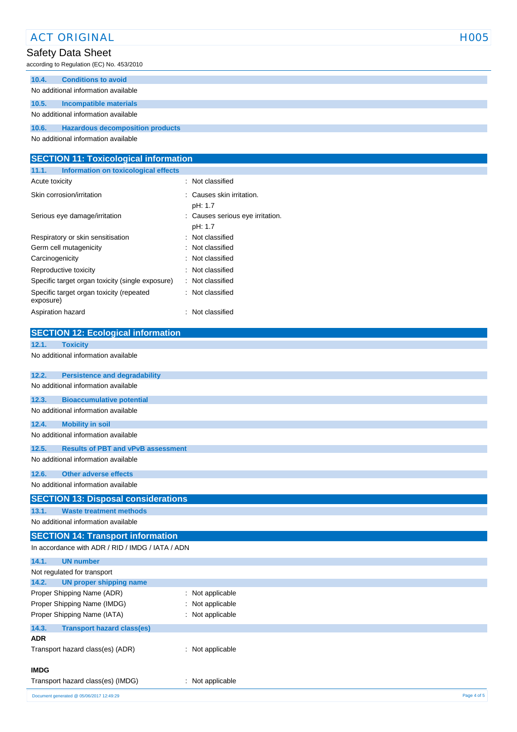### 10.4. Conditions to avoid

No additional information available

### 10.5. Incompatible materials

No additional information available

### 10.6. Hazardous decomposition products

No additional information available

## SECTION 11: Toxicological information

### 11.1. Information on toxicological effects

| | |
|---|---|
| Acute toxicity | : Not classified |
| Skin corrosion/irritation | : Causes skin irritation.<br>pH: 1.7 |
| Serious eye damage/irritation | : Causes serious eye irritation.<br>pH: 1.7 |
| Respiratory or skin sensitisation | : Not classified |
| Germ cell mutagenicity | : Not classified |
| Carcinogenicity | : Not classified |
| Reproductive toxicity | : Not classified |
| Specific target organ toxicity (single exposure) | : Not classified |
| Specific target organ toxicity (repeated exposure) | : Not classified |
| Aspiration hazard | : Not classified |

## SECTION 12: Ecological information

### 12.1. Toxicity

No additional information available

### 12.2. Persistence and degradability

No additional information available

### 12.3. Bioaccumulative potential

No additional information available

### 12.4. Mobility in soil

No additional information available

### 12.5. Results of PBT and vPvB assessment

No additional information available

### 12.6. Other adverse effects

No additional information available

## SECTION 13: Disposal considerations

### 13.1. Waste treatment methods

No additional information available

## SECTION 14: Transport information

In accordance with ADR / RID / IMDG / IATA / ADN

### 14.1. UN number

Not regulated for transport

### 14.2. UN proper shipping name

| | |
|---|---|
| Proper Shipping Name (ADR) | : Not applicable |
| Proper Shipping Name (IMDG) | : Not applicable |
| Proper Shipping Name (IATA) | : Not applicable |

### 14.3. Transport hazard class(es)

**ADR**

| | |
|---|---|
| Transport hazard class(es) (ADR) | : Not applicable |

**IMDG**

| | |
|---|---|
| Transport hazard class(es) (IMDG) | : Not applicable |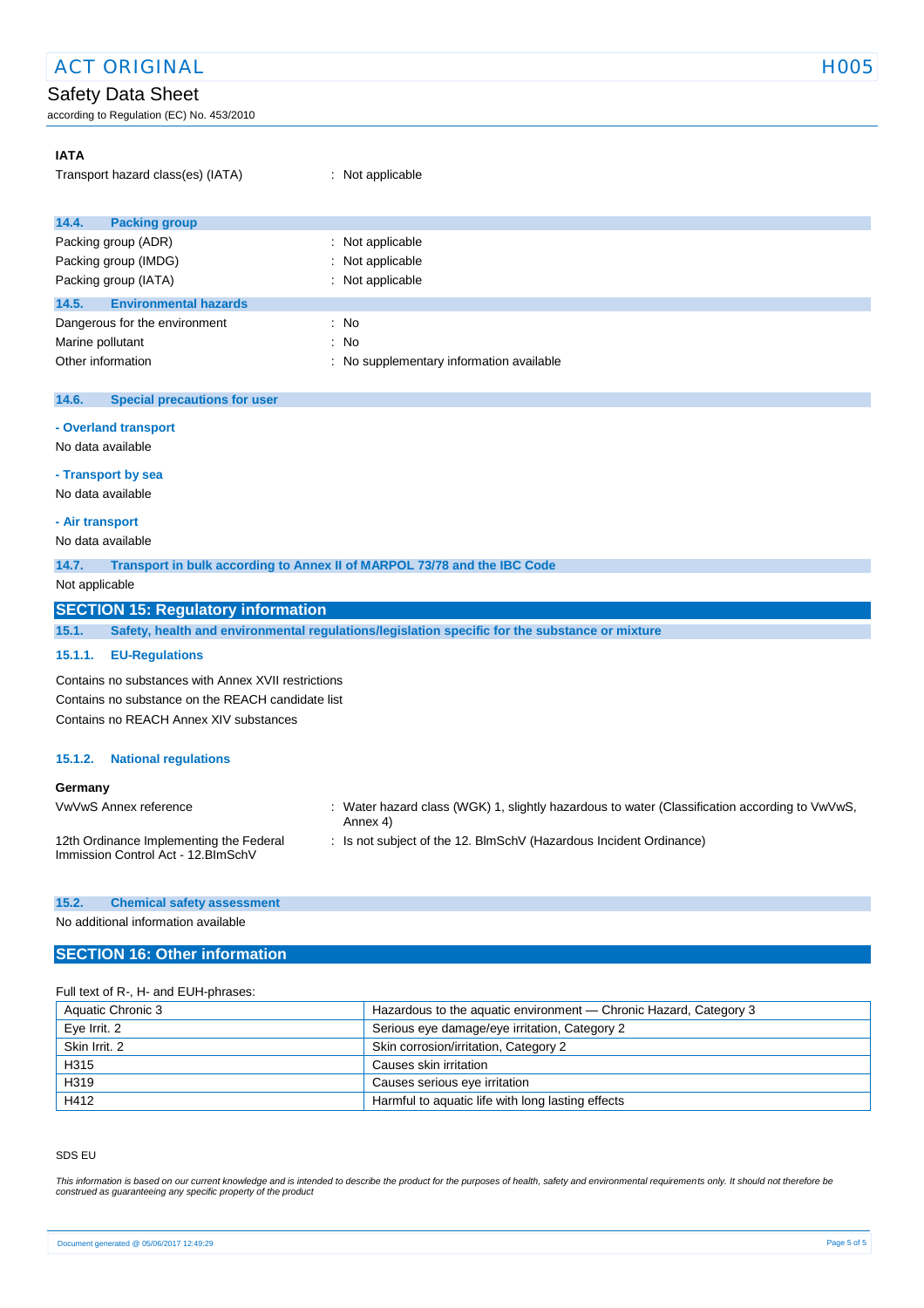**IATA**

Transport hazard class(es) (IATA) : Not applicable

### 14.4. Packing group

Packing group (ADR) : Not applicable

Packing group (IMDG) : Not applicable

Packing group (IATA) : Not applicable

### 14.5. Environmental hazards

Dangerous for the environment : No

Marine pollutant : No

Other information : No supplementary information available

### 14.6. Special precautions for user

**- Overland transport**

No data available

**- Transport by sea**

No data available

**- Air transport**

No data available

### 14.7. Transport in bulk according to Annex II of MARPOL 73/78 and the IBC Code

Not applicable

## SECTION 15: Regulatory information

### 15.1. Safety, health and environmental regulations/legislation specific for the substance or mixture

#### 15.1.1. EU-Regulations

Contains no substances with Annex XVII restrictions

Contains no substance on the REACH candidate list

Contains no REACH Annex XIV substances

#### 15.1.2. National regulations

**Germany**

VwVwS Annex reference : Water hazard class (WGK) 1, slightly hazardous to water (Classification according to VwVwS, Annex 4)

12th Ordinance Implementing the Federal Immission Control Act - 12.BImSchV : Is not subject of the 12. BlmSchV (Hazardous Incident Ordinance)

### 15.2. Chemical safety assessment

No additional information available

## SECTION 16: Other information

Full text of R-, H- and EUH-phrases:

| | |
|---|---|
| Aquatic Chronic 3 | Hazardous to the aquatic environment — Chronic Hazard, Category 3 |
| Eye Irrit. 2 | Serious eye damage/eye irritation, Category 2 |
| Skin Irrit. 2 | Skin corrosion/irritation, Category 2 |
| H315 | Causes skin irritation |
| H319 | Causes serious eye irritation |
| H412 | Harmful to aquatic life with long lasting effects |

SDS EU

*This information is based on our current knowledge and is intended to describe the product for the purposes of health, safety and environmental requirements only. It should not therefore be construed as guaranteeing any specific property of the product*